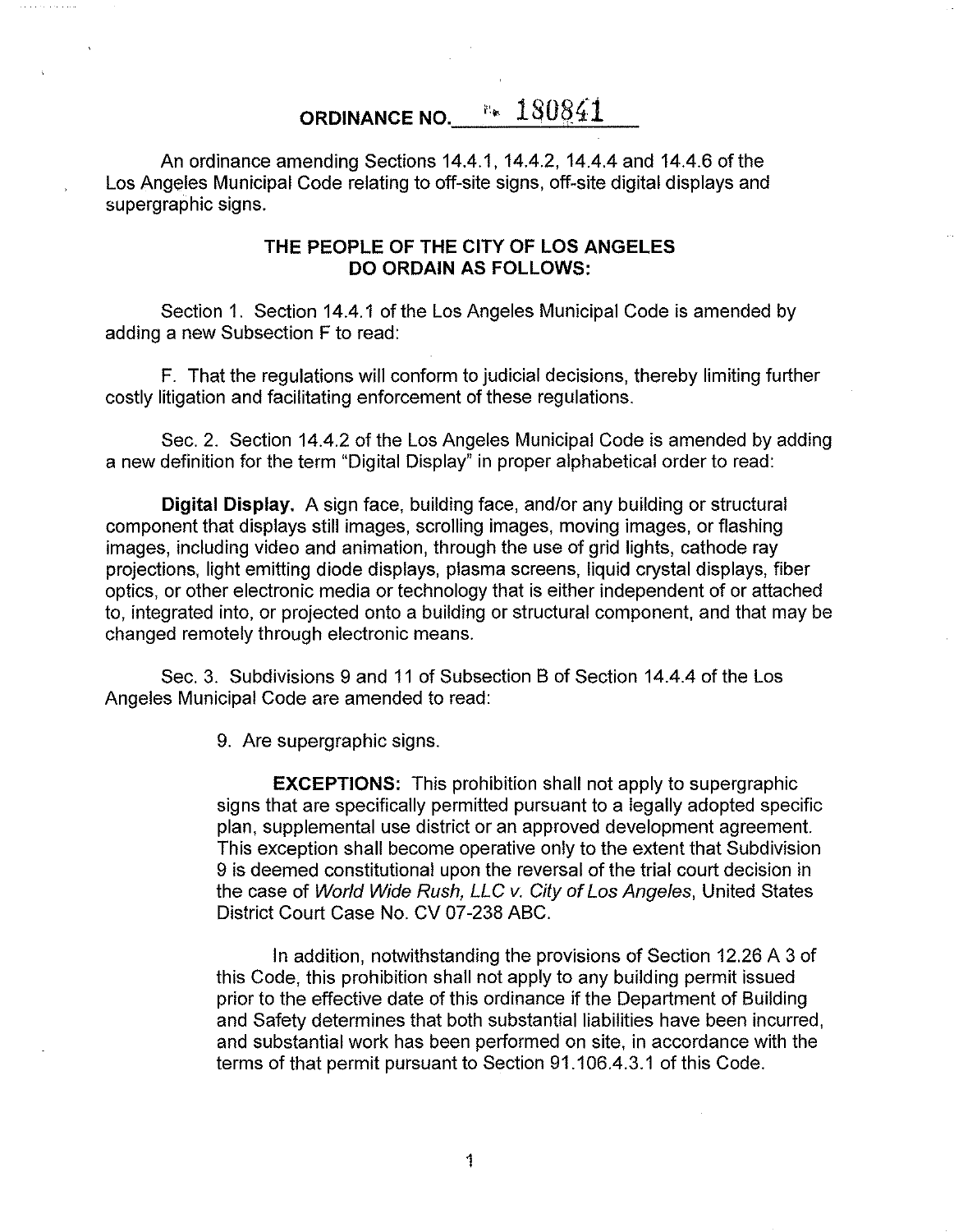# ORDINANCE NO. 180841

An ordinance amending Sections 14.4.1, 14.4.2, 14.4.4 and 14.4.6 of the Los Angeles Municipal Code relating to off-site signs, off-site digital displays and supergraphic signs.

## THE PEOPLE OF THE CITY OF LOS ANGELES DO ORDAIN AS FOLLOWS:

Section 1. Section 14.4.1 of the Los Angeles Municipal Code is amended by adding a new Subsection F to read:

F. That the regulations will conform to judicial decisions, thereby limiting further costly litigation and facilitating enforcement of these regulations.

Sec. 2. Section 14.4.2 of the Los Angeles Municipal Code is amended by adding a new definition for the term "Digital Display" in proper alphabetical order to read:

**Digital Display.** A sign face, building face, and/or any building or structural component that displays still images, scrolling images, moving images, or flashing images, including video and animation, through the use of grid lights, cathode ray projections, light emitting diode displays, plasma screens, liquid crystal displays, fiber optics, or other electronic media or technology that is either independent of or attached to, integrated into, or projected onto a building or structural component, and that may be changed remotely through electronic means.

Sec. 3. Subdivisions 9 and 11 of Subsection B of Section 14.4.4 of the Los Angeles Municipal Code are amended to read:

9. Are supergraphic signs.

**EXCEPTIONS:** This prohibition shall not apply to supergraphic signs that are specifically permitted pursuant to a legally adopted specific plan, supplemental use district or an approved development agreement. This exception shall become operative only to the extent that Subdivision 9 is deemed constitutional upon the reversal of the trial court decision in the case of *World Wide Rush, LLC v. City of Los Angeles*, United States District Court Case No. CV 07-238 ABC.

In addition, notwithstanding the provisions of Section 12.26 A 3 of this Code, this prohibition shall not apply to any building permit issued prior to the effective date of this ordinance if the Department of Building and Safety determines that both substantial liabilities have been incurred, and substantial work has been performed on site, in accordance with the terms of that permit pursuant to Section 91.106.4.3.1 of this Code.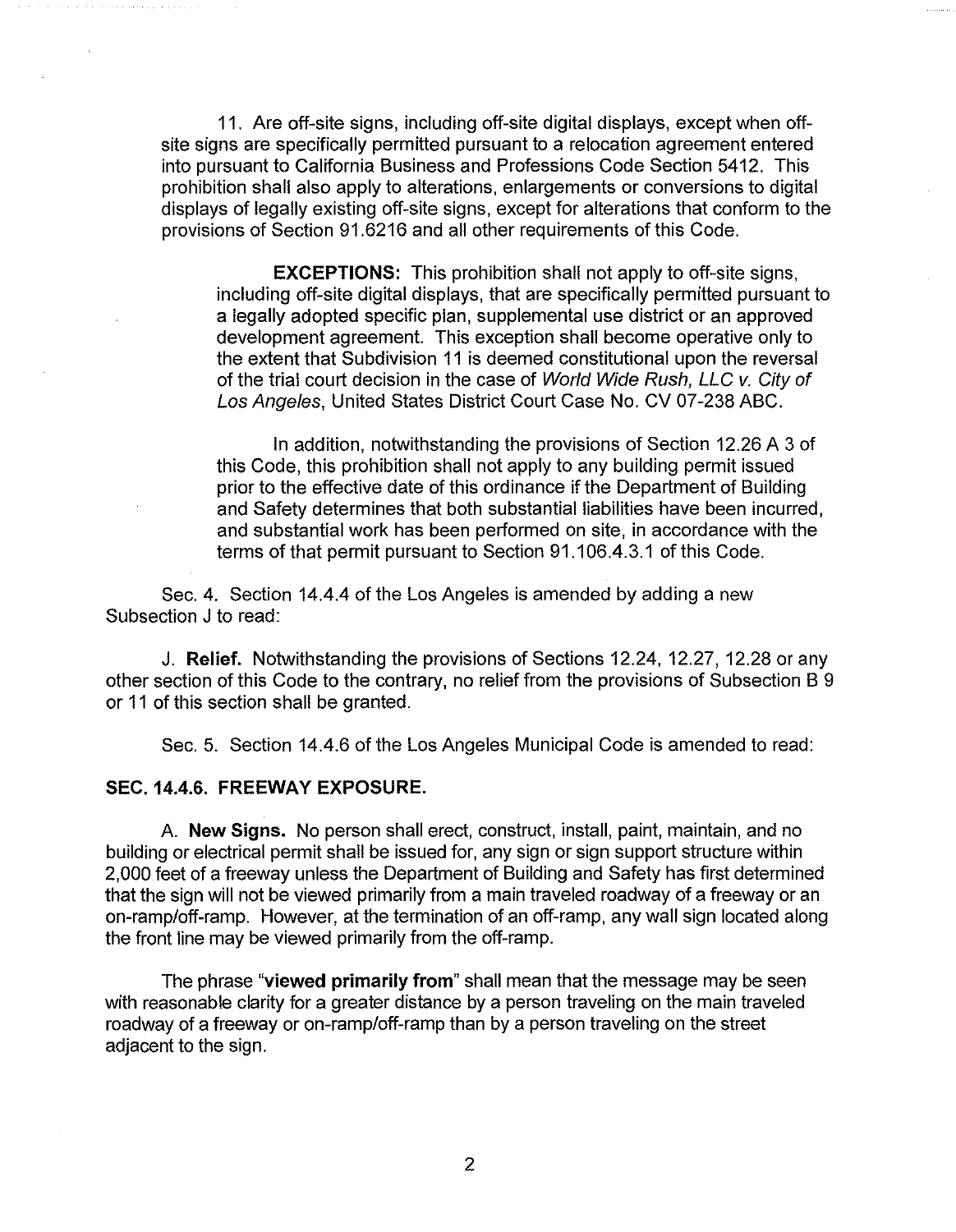11. Are off-site signs, including off-site digital displays, except when off-site signs are specifically permitted pursuant to a relocation agreement entered into pursuant to California Business and Professions Code Section 5412. This prohibition shall also apply to alterations, enlargements or conversions to digital displays of legally existing off-site signs, except for alterations that conform to the provisions of Section 91.6216 and all other requirements of this Code.

> **EXCEPTIONS:** This prohibition shall not apply to off-site signs, including off-site digital displays, that are specifically permitted pursuant to a legally adopted specific plan, supplemental use district or an approved development agreement. This exception shall become operative only to the extent that Subdivision 11 is deemed constitutional upon the reversal of the trial court decision in the case of *World Wide Rush, LLC v. City of Los Angeles*, United States District Court Case No. CV 07-238 ABC.
>
> In addition, notwithstanding the provisions of Section 12.26 A 3 of this Code, this prohibition shall not apply to any building permit issued prior to the effective date of this ordinance if the Department of Building and Safety determines that both substantial liabilities have been incurred, and substantial work has been performed on site, in accordance with the terms of that permit pursuant to Section 91.106.4.3.1 of this Code.

Sec. 4. Section 14.4.4 of the Los Angeles is amended by adding a new Subsection J to read:

J. **Relief.** Notwithstanding the provisions of Sections 12.24, 12.27, 12.28 or any other section of this Code to the contrary, no relief from the provisions of Subsection B 9 or 11 of this section shall be granted.

Sec. 5. Section 14.4.6 of the Los Angeles Municipal Code is amended to read:

**SEC. 14.4.6. FREEWAY EXPOSURE.**

A. **New Signs.** No person shall erect, construct, install, paint, maintain, and no building or electrical permit shall be issued for, any sign or sign support structure within 2,000 feet of a freeway unless the Department of Building and Safety has first determined that the sign will not be viewed primarily from a main traveled roadway of a freeway or an on-ramp/off-ramp. However, at the termination of an off-ramp, any wall sign located along the front line may be viewed primarily from the off-ramp.

The phrase "**viewed primarily from**" shall mean that the message may be seen with reasonable clarity for a greater distance by a person traveling on the main traveled roadway of a freeway or on-ramp/off-ramp than by a person traveling on the street adjacent to the sign.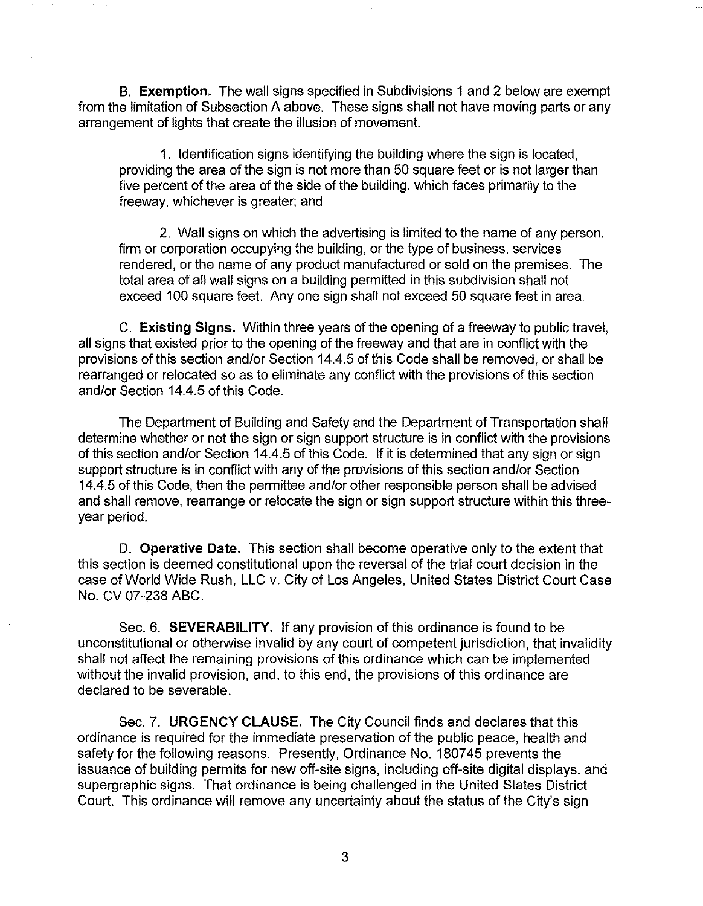B. **Exemption.** The wall signs specified in Subdivisions 1 and 2 below are exempt from the limitation of Subsection A above. These signs shall not have moving parts or any arrangement of lights that create the illusion of movement.

1. Identification signs identifying the building where the sign is located, providing the area of the sign is not more than 50 square feet or is not larger than five percent of the area of the side of the building, which faces primarily to the freeway, whichever is greater; and

2. Wall signs on which the advertising is limited to the name of any person, firm or corporation occupying the building, or the type of business, services rendered, or the name of any product manufactured or sold on the premises. The total area of all wall signs on a building permitted in this subdivision shall not exceed 100 square feet. Any one sign shall not exceed 50 square feet in area.

C. **Existing Signs.** Within three years of the opening of a freeway to public travel, all signs that existed prior to the opening of the freeway and that are in conflict with the provisions of this section and/or Section 14.4.5 of this Code shall be removed, or shall be rearranged or relocated so as to eliminate any conflict with the provisions of this section and/or Section 14.4.5 of this Code.

The Department of Building and Safety and the Department of Transportation shall determine whether or not the sign or sign support structure is in conflict with the provisions of this section and/or Section 14.4.5 of this Code. If it is determined that any sign or sign support structure is in conflict with any of the provisions of this section and/or Section 14.4.5 of this Code, then the permittee and/or other responsible person shall be advised and shall remove, rearrange or relocate the sign or sign support structure within this three-year period.

D. **Operative Date.** This section shall become operative only to the extent that this section is deemed constitutional upon the reversal of the trial court decision in the case of World Wide Rush, LLC v. City of Los Angeles, United States District Court Case No. CV 07-238 ABC.

Sec. 6. **SEVERABILITY.** If any provision of this ordinance is found to be unconstitutional or otherwise invalid by any court of competent jurisdiction, that invalidity shall not affect the remaining provisions of this ordinance which can be implemented without the invalid provision, and, to this end, the provisions of this ordinance are declared to be severable.

Sec. 7. **URGENCY CLAUSE.** The City Council finds and declares that this ordinance is required for the immediate preservation of the public peace, health and safety for the following reasons. Presently, Ordinance No. 180745 prevents the issuance of building permits for new off-site signs, including off-site digital displays, and supergraphic signs. That ordinance is being challenged in the United States District Court. This ordinance will remove any uncertainty about the status of the City's sign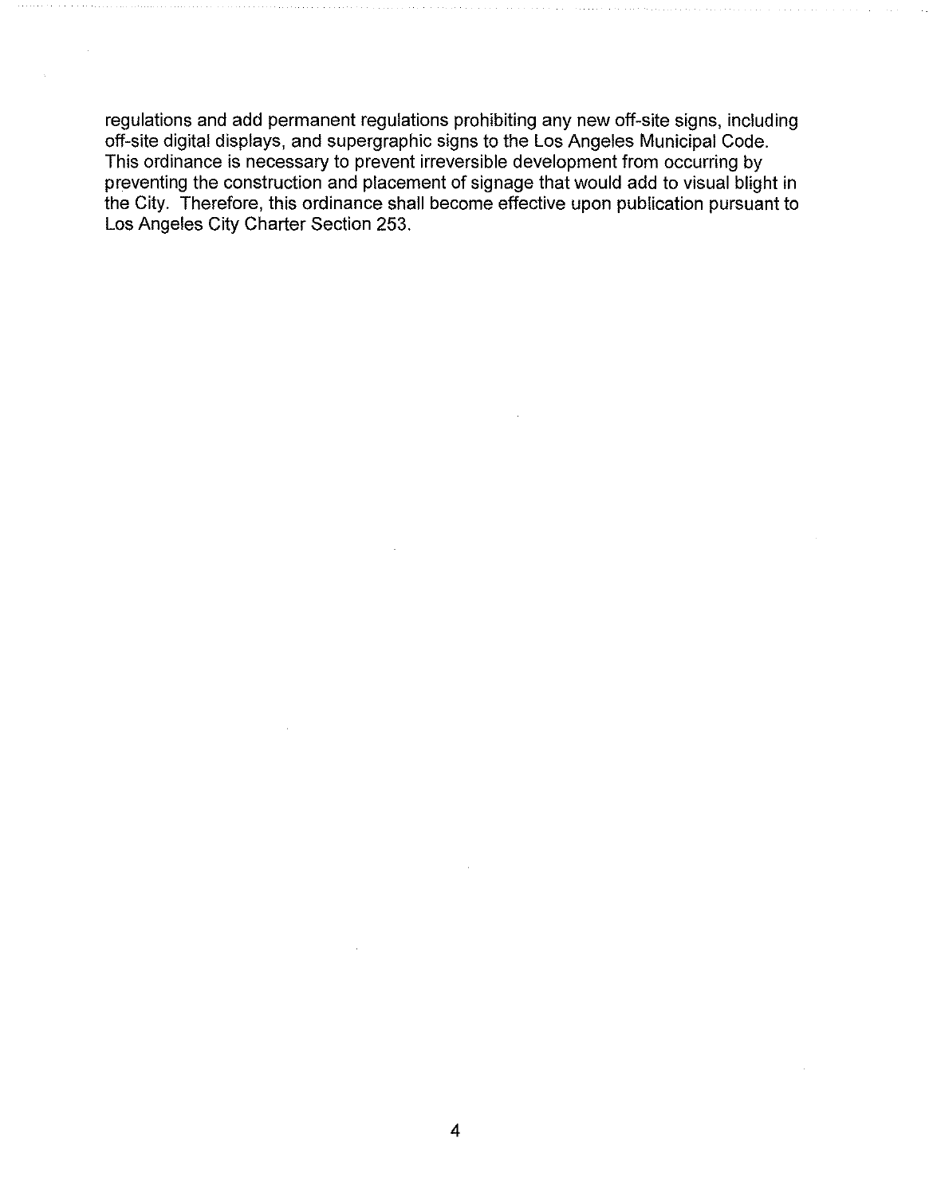regulations and add permanent regulations prohibiting any new off-site signs, including off-site digital displays, and supergraphic signs to the Los Angeles Municipal Code. This ordinance is necessary to prevent irreversible development from occurring by preventing the construction and placement of signage that would add to visual blight in the City. Therefore, this ordinance shall become effective upon publication pursuant to Los Angeles City Charter Section 253.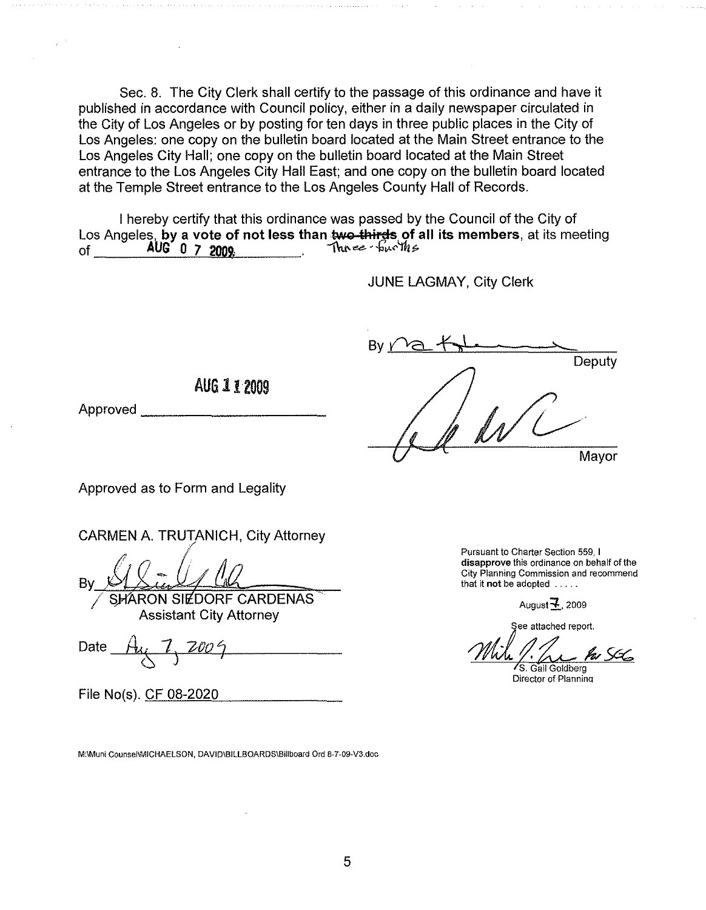Sec. 8. The City Clerk shall certify to the passage of this ordinance and have it published in accordance with Council policy, either in a daily newspaper circulated in the City of Los Angeles or by posting for ten days in three public places in the City of Los Angeles: one copy on the bulletin board located at the Main Street entrance to the Los Angeles City Hall; one copy on the bulletin board located at the Main Street entrance to the Los Angeles City Hall East; and one copy on the bulletin board located at the Temple Street entrance to the Los Angeles County Hall of Records.

I hereby certify that this ordinance was passed by the Council of the City of Los Angeles, **by a vote of not less than ~~two-thirds~~ three-fourths of all its members**, at its meeting of AUG 0 7 2009.

JUNE LAGMAY, City Clerk

By _______________ Deputy

Approved AUG 11 2009

_______________ Mayor

Approved as to Form and Legality

CARMEN A. TRUTANICH, City Attorney

By _______________
SHARON SIEDORF CARDENAS
Assistant City Attorney

Date Aug 7, 2009

File No(s). CF 08-2020

Pursuant to Charter Section 559, I **disapprove** this ordinance on behalf of the City Planning Commission and recommend that it **not** be adopted .....

August 7, 2009

See attached report.

_______________ for SGG
S. Gail Goldberg
Director of Planning

M:\Muni Counsel\MICHAELSON, DAVID\BILLBOARDS\Billboard Ord 8-7-09-V3.doc